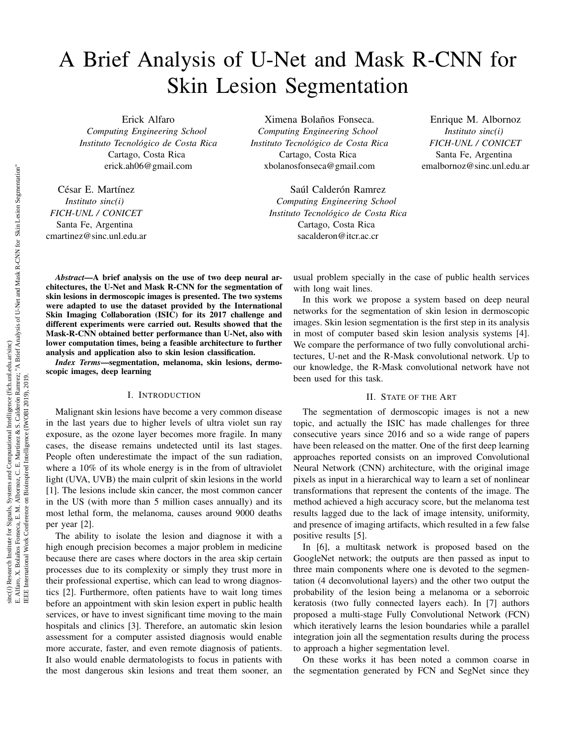# A Brief Analysis of U-Net and Mask R-CNN for Skin Lesion Segmentation

Erick Alfaro
*Computing Engineering School*
*Instituto Tecnológico de Costa Rica*
Cartago, Costa Rica
erick.ah06@gmail.com

Ximena Bolaños Fonseca.
*Computing Engineering School*
*Instituto Tecnológico de Costa Rica*
Cartago, Costa Rica
xbolanosfonseca@gmail.com

Enrique M. Albornoz
*Instituto sinc(i)*
*FICH-UNL / CONICET*
Santa Fe, Argentina
emalbornoz@sinc.unl.edu.ar

César E. Martínez
*Instituto sinc(i)*
*FICH-UNL / CONICET*
Santa Fe, Argentina
cmartinez@sinc.unl.edu.ar

Saúl Calderón Ramrez
*Computing Engineering School*
*Instituto Tecnológico de Costa Rica*
Cartago, Costa Rica
sacalderon@itcr.ac.cr

***Abstract*—A brief analysis on the use of two deep neural architectures, the U-Net and Mask R-CNN for the segmentation of skin lesions in dermoscopic images is presented. The two systems were adapted to use the dataset provided by the International Skin Imaging Collaboration (ISIC) for its 2017 challenge and different experiments were carried out. Results showed that the Mask-R-CNN obtained better performance than U-Net, also with lower computation times, being a feasible architecture to further analysis and application also to skin lesion classification.**

***Index Terms*—segmentation, melanoma, skin lesions, dermoscopic images, deep learning**

## I. Introduction

Malignant skin lesions have become a very common disease in the last years due to higher levels of ultra violet sun ray exposure, as the ozone layer becomes more fragile. In many cases, the disease remains undetected until its last stages. People often underestimate the impact of the sun radiation, where a 10% of its whole energy is in the from of ultraviolet light (UVA, UVB) the main culprit of skin lesions in the world [1]. The lesions include skin cancer, the most common cancer in the US (with more than 5 million cases annually) and its most lethal form, the melanoma, causes around 9000 deaths per year [2].

The ability to isolate the lesion and diagnose it with a high enough precision becomes a major problem in medicine because there are cases where doctors in the area skip certain processes due to its complexity or simply they trust more in their professional expertise, which can lead to wrong diagnostics [2]. Furthermore, often patients have to wait long times before an appointment with skin lesion expert in public health services, or have to invest significant time moving to the main hospitals and clinics [3]. Therefore, an automatic skin lesion assessment for a computer assisted diagnosis would enable more accurate, faster, and even remote diagnosis of patients. It also would enable dermatologists to focus in patients with the most dangerous skin lesions and treat them sooner, an usual problem specially in the case of public health services with long wait lines.

In this work we propose a system based on deep neural networks for the segmentation of skin lesion in dermoscopic images. Skin lesion segmentation is the first step in its analysis in most of computer based skin lesion analysis systems [4]. We compare the performance of two fully convolutional architectures, U-net and the R-Mask convolutional network. Up to our knowledge, the R-Mask convolutional network have not been used for this task.

## II. State of the Art

The segmentation of dermoscopic images is not a new topic, and actually the ISIC has made challenges for three consecutive years since 2016 and so a wide range of papers have been released on the matter. One of the first deep learning approaches reported consists on an improved Convolutional Neural Network (CNN) architecture, with the original image pixels as input in a hierarchical way to learn a set of nonlinear transformations that represent the contents of the image. The method achieved a high accuracy score, but the melanoma test results lagged due to the lack of image intensity, uniformity, and presence of imaging artifacts, which resulted in a few false positive results [5].

In [6], a multitask network is proposed based on the GoogleNet network; the outputs are then passed as input to three main components where one is devoted to the segmentation (4 deconvolutional layers) and the other two output the probability of the lesion being a melanoma or a seborroic keratosis (two fully connected layers each). In [7] authors proposed a multi-stage Fully Convolutional Network (FCN) which iteratively learns the lesion boundaries while a parallel integration join all the segmentation results during the process to approach a higher segmentation level.

On these works it has been noted a common coarse in the segmentation generated by FCN and SegNet since they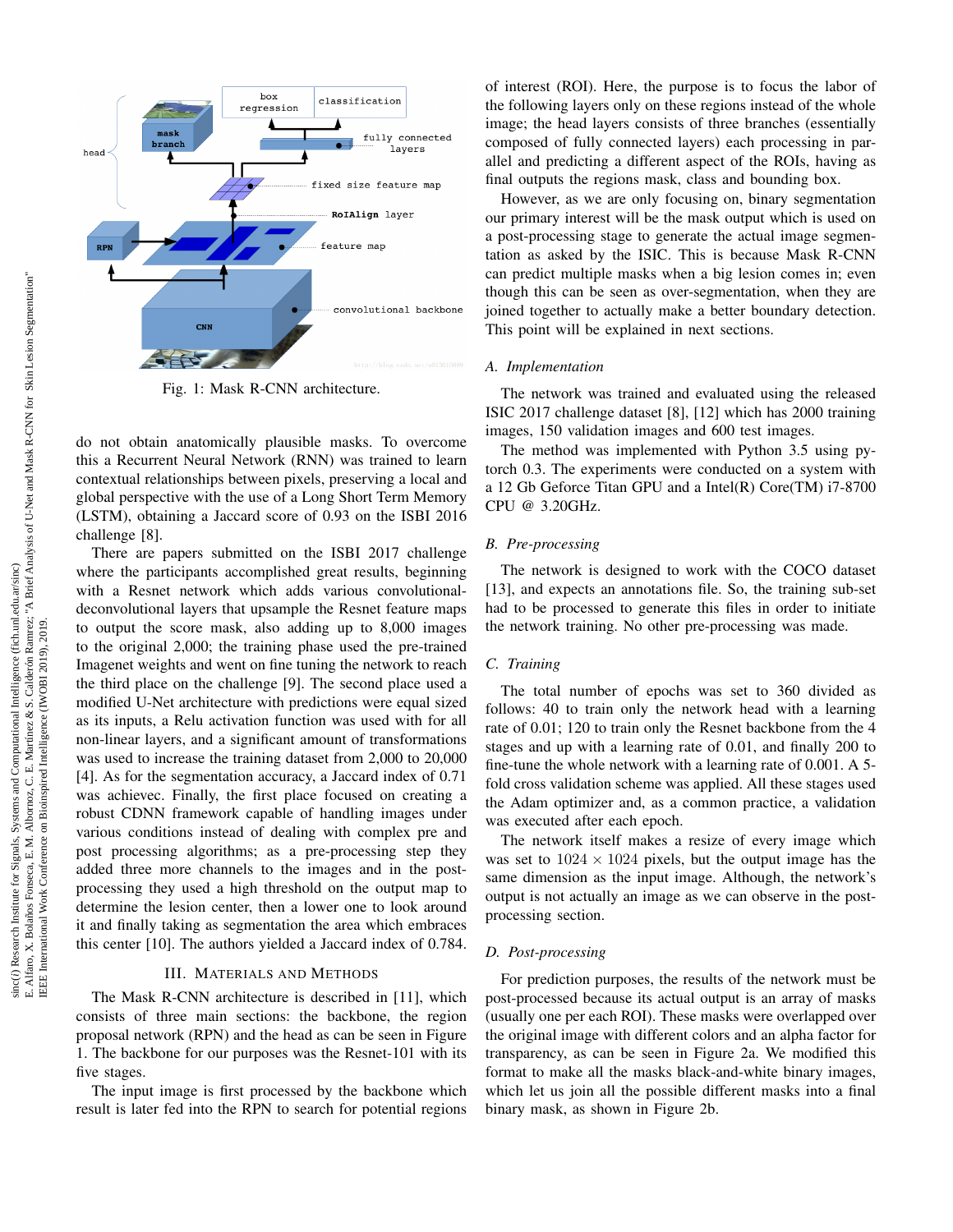Fig. 1: Mask R-CNN architecture.

do not obtain anatomically plausible masks. To overcome this a Recurrent Neural Network (RNN) was trained to learn contextual relationships between pixels, preserving a local and global perspective with the use of a Long Short Term Memory (LSTM), obtaining a Jaccard score of 0.93 on the ISBI 2016 challenge [8].

There are papers submitted on the ISBI 2017 challenge where the participants accomplished great results, beginning with a Resnet network which adds various convolutional-deconvolutional layers that upsample the Resnet feature maps to output the score mask, also adding up to 8,000 images to the original 2,000; the training phase used the pre-trained Imagenet weights and went on fine tuning the network to reach the third place on the challenge [9]. The second place used a modified U-Net architecture with predictions were equal sized as its inputs, a Relu activation function was used with for all non-linear layers, and a significant amount of transformations was used to increase the training dataset from 2,000 to 20,000 [4]. As for the segmentation accuracy, a Jaccard index of 0.71 was achievec. Finally, the first place focused on creating a robust CDNN framework capable of handling images under various conditions instead of dealing with complex pre and post processing algorithms; as a pre-processing step they added three more channels to the images and in the post-processing they used a high threshold on the output map to determine the lesion center, then a lower one to look around it and finally taking as segmentation the area which embraces this center [10]. The authors yielded a Jaccard index of 0.784.

## III. Materials and Methods

The Mask R-CNN architecture is described in [11], which consists of three main sections: the backbone, the region proposal network (RPN) and the head as can be seen in Figure 1. The backbone for our purposes was the Resnet-101 with its five stages.

The input image is first processed by the backbone which result is later fed into the RPN to search for potential regions of interest (ROI). Here, the purpose is to focus the labor of the following layers only on these regions instead of the whole image; the head layers consists of three branches (essentially composed of fully connected layers) each processing in parallel and predicting a different aspect of the ROIs, having as final outputs the regions mask, class and bounding box.

However, as we are only focusing on, binary segmentation our primary interest will be the mask output which is used on a post-processing stage to generate the actual image segmentation as asked by the ISIC. This is because Mask R-CNN can predict multiple masks when a big lesion comes in; even though this can be seen as over-segmentation, when they are joined together to actually make a better boundary detection. This point will be explained in next sections.

### A. Implementation

The network was trained and evaluated using the released ISIC 2017 challenge dataset [8], [12] which has 2000 training images, 150 validation images and 600 test images.

The method was implemented with Python 3.5 using pytorch 0.3. The experiments were conducted on a system with a 12 Gb Geforce Titan GPU and a Intel(R) Core(TM) i7-8700 CPU @ 3.20GHz.

### B. Pre-processing

The network is designed to work with the COCO dataset [13], and expects an annotations file. So, the training sub-set had to be processed to generate this files in order to initiate the network training. No other pre-processing was made.

### C. Training

The total number of epochs was set to 360 divided as follows: 40 to train only the network head with a learning rate of 0.01; 120 to train only the Resnet backbone from the 4 stages and up with a learning rate of 0.01, and finally 200 to fine-tune the whole network with a learning rate of 0.001. A 5-fold cross validation scheme was applied. All these stages used the Adam optimizer and, as a common practice, a validation was executed after each epoch.

The network itself makes a resize of every image which was set to $1024 \times 1024$ pixels, but the output image has the same dimension as the input image. Although, the network's output is not actually an image as we can observe in the post-processing section.

### D. Post-processing

For prediction purposes, the results of the network must be post-processed because its actual output is an array of masks (usually one per each ROI). These masks were overlapped over the original image with different colors and an alpha factor for transparency, as can be seen in Figure 2a. We modified this format to make all the masks black-and-white binary images, which let us join all the possible different masks into a final binary mask, as shown in Figure 2b.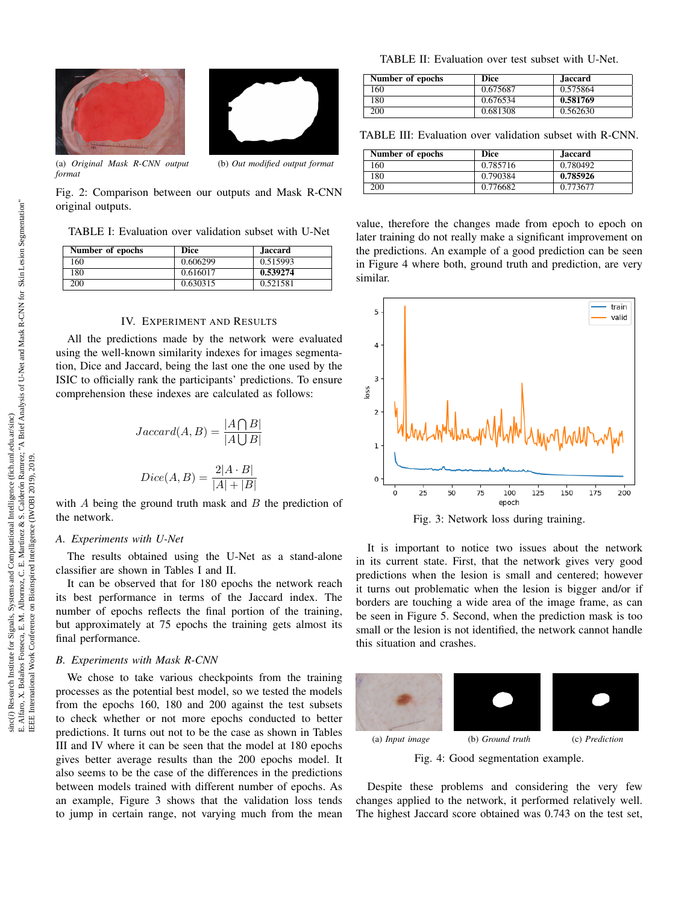(a) *Original Mask R-CNN output format*

(b) *Out modified output format*

Fig. 2: Comparison between our outputs and Mask R-CNN original outputs.

TABLE I: Evaluation over validation subset with U-Net

| Number of epochs | Dice | Jaccard |
|---|---|---|
| 160 | 0.606299 | 0.515993 |
| 180 | 0.616017 | **0.539274** |
| 200 | 0.630315 | 0.521581 |

## IV. Experiment and Results

All the predictions made by the network were evaluated using the well-known similarity indexes for images segmentation, Dice and Jaccard, being the last one the one used by the ISIC to officially rank the participants' predictions. To ensure comprehension these indexes are calculated as follows:

$$Jaccard(A, B) = \frac{|A \bigcap B|}{|A \bigcup B|}$$

$$Dice(A, B) = \frac{2|A \cdot B|}{|A| + |B|}$$

with $A$ being the ground truth mask and $B$ the prediction of the network.

### A. Experiments with U-Net

The results obtained using the U-Net as a stand-alone classifier are shown in Tables I and II.

It can be observed that for 180 epochs the network reach its best performance in terms of the Jaccard index. The number of epochs reflects the final portion of the training, but approximately at 75 epochs the training gets almost its final performance.

### B. Experiments with Mask R-CNN

We chose to take various checkpoints from the training processes as the potential best model, so we tested the models from the epochs 160, 180 and 200 against the test subsets to check whether or not more epochs conducted to better predictions. It turns out not to be the case as shown in Tables III and IV where it can be seen that the model at 180 epochs gives better average results than the 200 epochs model. It also seems to be the case of the differences in the predictions between models trained with different number of epochs. As an example, Figure 3 shows that the validation loss tends to jump in certain range, not varying much from the mean value, therefore the changes made from epoch to epoch on later training do not really make a significant improvement on the predictions. An example of a good prediction can be seen in Figure 4 where both, ground truth and prediction, are very similar.

TABLE II: Evaluation over test subset with U-Net.

| Number of epochs | Dice | Jaccard |
|---|---|---|
| 160 | 0.675687 | 0.575864 |
| 180 | 0.676534 | **0.581769** |
| 200 | 0.681308 | 0.562630 |

TABLE III: Evaluation over validation subset with R-CNN.

| Number of epochs | Dice | Jaccard |
|---|---|---|
| 160 | 0.785716 | 0.780492 |
| 180 | 0.790384 | **0.785926** |
| 200 | 0.776682 | 0.773677 |

Fig. 3: Network loss during training.

It is important to notice two issues about the network in its current state. First, that the network gives very good predictions when the lesion is small and centered; however it turns out problematic when the lesion is bigger and/or if borders are touching a wide area of the image frame, as can be seen in Figure 5. Second, when the prediction mask is too small or the lesion is not identified, the network cannot handle this situation and crashes.

(a) *Input image* (b) *Ground truth* (c) *Prediction*

Fig. 4: Good segmentation example.

Despite these problems and considering the very few changes applied to the network, it performed relatively well. The highest Jaccard score obtained was 0.743 on the test set,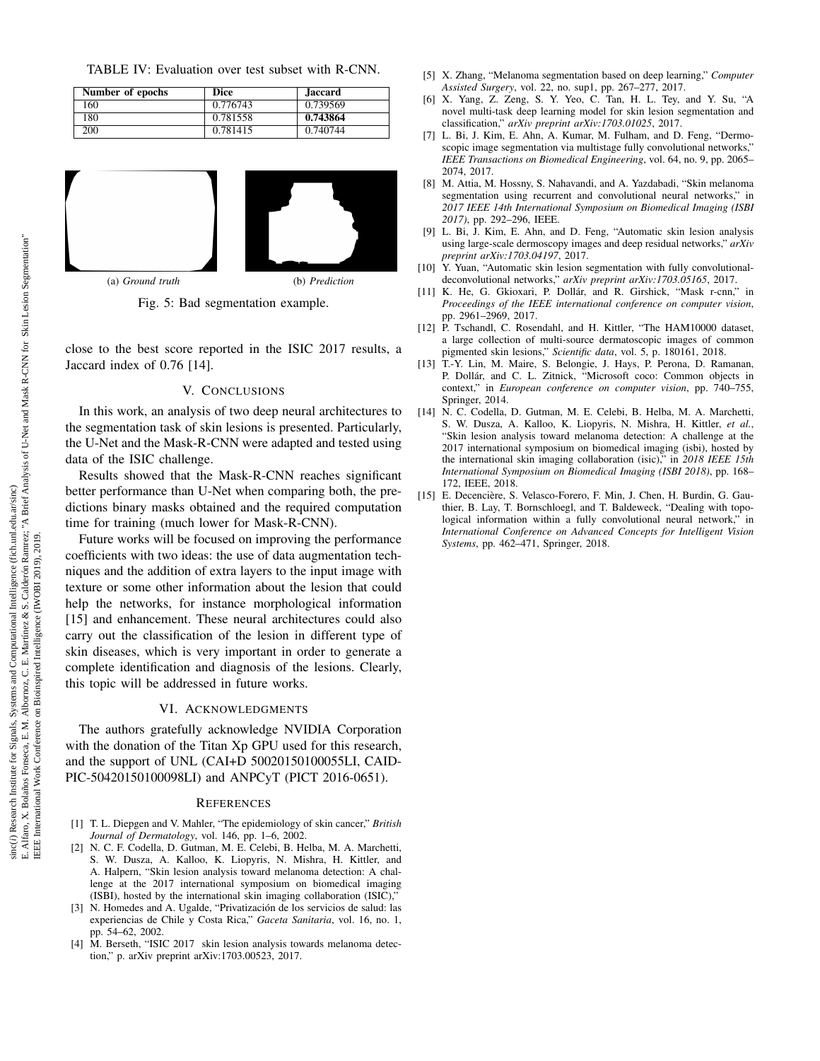TABLE IV: Evaluation over test subset with R-CNN.

| Number of epochs | Dice | Jaccard |
|---|---|---|
| 160 | 0.776743 | 0.739569 |
| 180 | 0.781558 | **0.743864** |
| 200 | 0.781415 | 0.740744 |

(a) *Ground truth* (b) *Prediction*

Fig. 5: Bad segmentation example.

close to the best score reported in the ISIC 2017 results, a Jaccard index of 0.76 [14].

## V. Conclusions

In this work, an analysis of two deep neural architectures to the segmentation task of skin lesions is presented. Particularly, the U-Net and the Mask-R-CNN were adapted and tested using data of the ISIC challenge.

Results showed that the Mask-R-CNN reaches significant better performance than U-Net when comparing both, the predictions binary masks obtained and the required computation time for training (much lower for Mask-R-CNN).

Future works will be focused on improving the performance coefficients with two ideas: the use of data augmentation techniques and the addition of extra layers to the input image with texture or some other information about the lesion that could help the networks, for instance morphological information [15] and enhancement. These neural architectures could also carry out the classification of the lesion in different type of skin diseases, which is very important in order to generate a complete identification and diagnosis of the lesions. Clearly, this topic will be addressed in future works.

## VI. Acknowledgments

The authors gratefully acknowledge NVIDIA Corporation with the donation of the Titan Xp GPU used for this research, and the support of UNL (CAI+D 50020150100055LI, CAID-PIC-50420150100098LI) and ANPCyT (PICT 2016-0651).

## References

[1] T. L. Diepgen and V. Mahler, "The epidemiology of skin cancer," *British Journal of Dermatology*, vol. 146, pp. 1–6, 2002.

[2] N. C. F. Codella, D. Gutman, M. E. Celebi, B. Helba, M. A. Marchetti, S. W. Dusza, A. Kalloo, K. Liopyris, N. Mishra, H. Kittler, and A. Halpern, "Skin lesion analysis toward melanoma detection: A challenge at the 2017 international symposium on biomedical imaging (ISBI), hosted by the international skin imaging collaboration (ISIC),"

[3] N. Homedes and A. Ugalde, "Privatización de los servicios de salud: las experiencias de Chile y Costa Rica," *Gaceta Sanitaria*, vol. 16, no. 1, pp. 54–62, 2002.

[4] M. Berseth, "ISIC 2017 skin lesion analysis towards melanoma detection," p. arXiv preprint arXiv:1703.00523, 2017.

[5] X. Zhang, "Melanoma segmentation based on deep learning," *Computer Assisted Surgery*, vol. 22, no. sup1, pp. 267–277, 2017.

[6] X. Yang, Z. Zeng, S. Y. Yeo, C. Tan, H. L. Tey, and Y. Su, "A novel multi-task deep learning model for skin lesion segmentation and classification," *arXiv preprint arXiv:1703.01025*, 2017.

[7] L. Bi, J. Kim, E. Ahn, A. Kumar, M. Fulham, and D. Feng, "Dermoscopic image segmentation via multistage fully convolutional networks," *IEEE Transactions on Biomedical Engineering*, vol. 64, no. 9, pp. 2065–2074, 2017.

[8] M. Attia, M. Hossny, S. Nahavandi, and A. Yazdabadi, "Skin melanoma segmentation using recurrent and convolutional neural networks," in *2017 IEEE 14th International Symposium on Biomedical Imaging (ISBI 2017)*, pp. 292–296, IEEE.

[9] L. Bi, J. Kim, E. Ahn, and D. Feng, "Automatic skin lesion analysis using large-scale dermoscopy images and deep residual networks," *arXiv preprint arXiv:1703.04197*, 2017.

[10] Y. Yuan, "Automatic skin lesion segmentation with fully convolutional-deconvolutional networks," *arXiv preprint arXiv:1703.05165*, 2017.

[11] K. He, G. Gkioxari, P. Dollár, and R. Girshick, "Mask r-cnn," in *Proceedings of the IEEE international conference on computer vision*, pp. 2961–2969, 2017.

[12] P. Tschandl, C. Rosendahl, and H. Kittler, "The HAM10000 dataset, a large collection of multi-source dermatoscopic images of common pigmented skin lesions," *Scientific data*, vol. 5, p. 180161, 2018.

[13] T.-Y. Lin, M. Maire, S. Belongie, J. Hays, P. Perona, D. Ramanan, P. Dollár, and C. L. Zitnick, "Microsoft coco: Common objects in context," in *European conference on computer vision*, pp. 740–755, Springer, 2014.

[14] N. C. Codella, D. Gutman, M. E. Celebi, B. Helba, M. A. Marchetti, S. W. Dusza, A. Kalloo, K. Liopyris, N. Mishra, H. Kittler, *et al.*, "Skin lesion analysis toward melanoma detection: A challenge at the 2017 international symposium on biomedical imaging (isbi), hosted by the international skin imaging collaboration (isic)," in *2018 IEEE 15th International Symposium on Biomedical Imaging (ISBI 2018)*, pp. 168–172, IEEE, 2018.

[15] E. Decencière, S. Velasco-Forero, F. Min, J. Chen, H. Burdin, G. Gauthier, B. Lay, T. Bornschloegl, and T. Baldeweck, "Dealing with topological information within a fully convolutional neural network," in *International Conference on Advanced Concepts for Intelligent Vision Systems*, pp. 462–471, Springer, 2018.